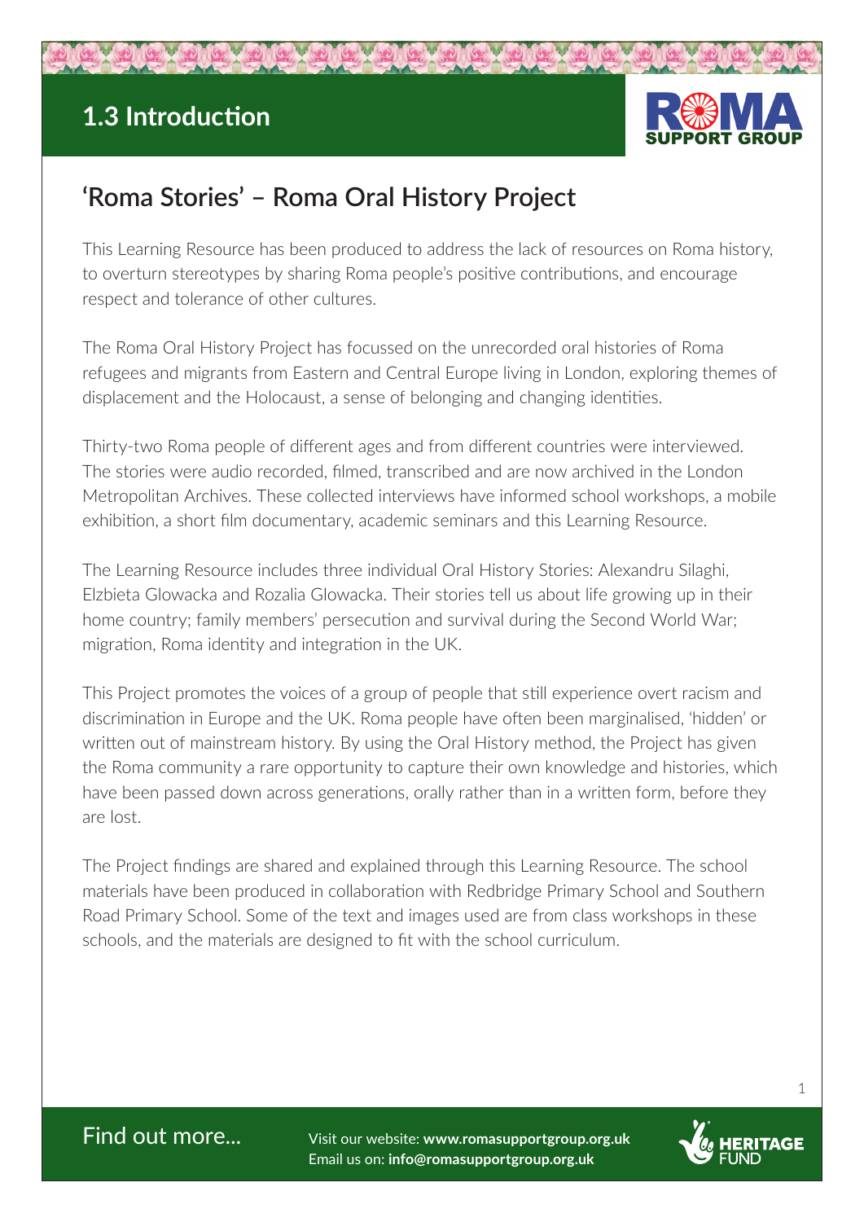# 1.3 Introduction

## 'Roma Stories' – Roma Oral History Project

This Learning Resource has been produced to address the lack of resources on Roma history, to overturn stereotypes by sharing Roma people's positive contributions, and encourage respect and tolerance of other cultures.

The Roma Oral History Project has focussed on the unrecorded oral histories of Roma refugees and migrants from Eastern and Central Europe living in London, exploring themes of displacement and the Holocaust, a sense of belonging and changing identities.

Thirty-two Roma people of different ages and from different countries were interviewed. The stories were audio recorded, filmed, transcribed and are now archived in the London Metropolitan Archives. These collected interviews have informed school workshops, a mobile exhibition, a short film documentary, academic seminars and this Learning Resource.

The Learning Resource includes three individual Oral History Stories: Alexandru Silaghi, Elzbieta Glowacka and Rozalia Glowacka. Their stories tell us about life growing up in their home country; family members' persecution and survival during the Second World War; migration, Roma identity and integration in the UK.

This Project promotes the voices of a group of people that still experience overt racism and discrimination in Europe and the UK. Roma people have often been marginalised, 'hidden' or written out of mainstream history. By using the Oral History method, the Project has given the Roma community a rare opportunity to capture their own knowledge and histories, which have been passed down across generations, orally rather than in a written form, before they are lost.

The Project findings are shared and explained through this Learning Resource. The school materials have been produced in collaboration with Redbridge Primary School and Southern Road Primary School. Some of the text and images used are from class workshops in these schools, and the materials are designed to fit with the school curriculum.

Find out more...

Visit our website: **www.romasupportgroup.org.uk**
Email us on: **info@romasupportgroup.org.uk**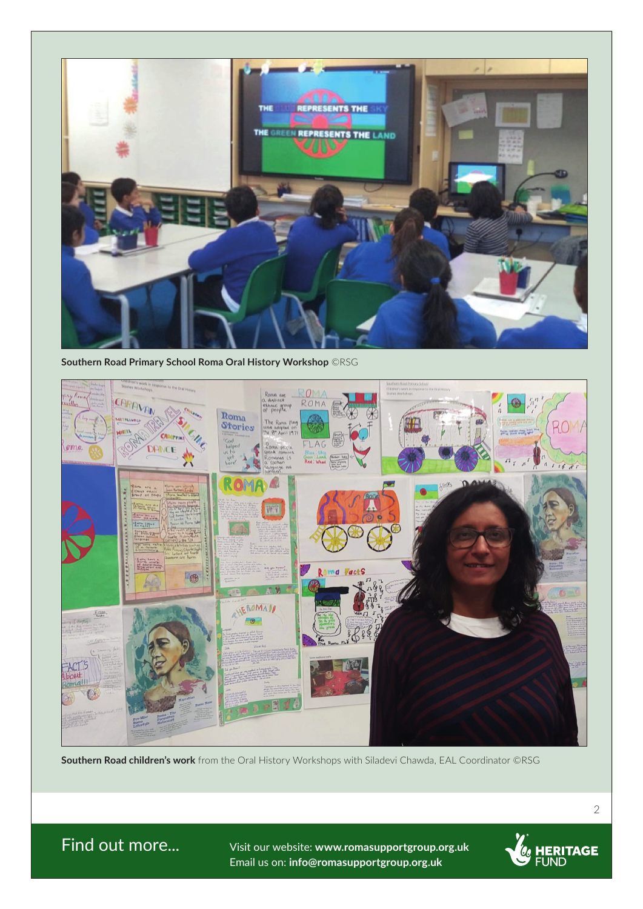**Southern Road Primary School Roma Oral History Workshop** ©RSG

**Southern Road children's work** from the Oral History Workshops with Siladevi Chawda, EAL Coordinator ©RSG

Find out more...

Visit our website: **www.romasupportgroup.org.uk**
Email us on: **info@romasupportgroup.org.uk**

HERITAGE FUND